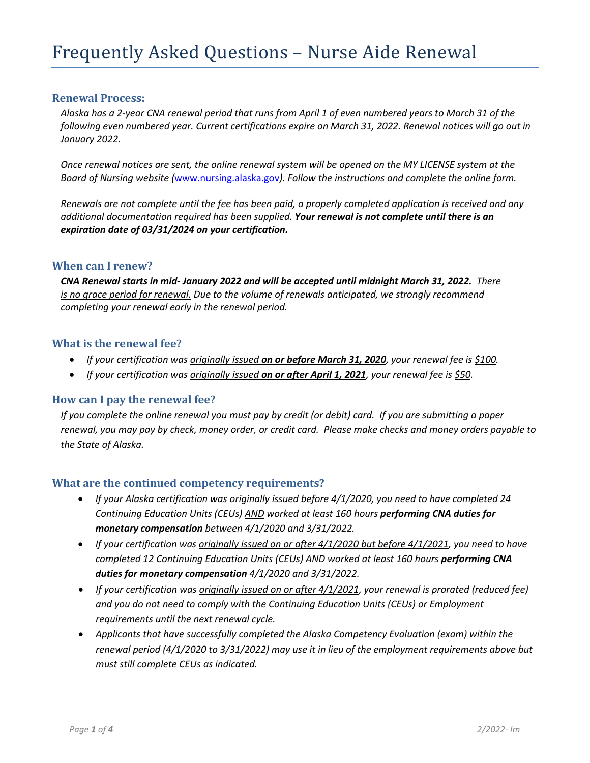# Frequently Asked Questions – Nurse Aide Renewal

### Renewal Process:

*Alaska has a 2-year CNA renewal period that runs from April 1 of even numbered years to March 31 of the following even numbered year. Current certifications expire on March 31, 2022. Renewal notices will go out in January 2022.*

*Once renewal notices are sent, the online renewal system will be opened on the MY LICENSE system at the Board of Nursing website (www.nursing.alaska.gov). Follow the instructions and complete the online form.*

*Renewals are not complete until the fee has been paid, a properly completed application is received and any additional documentation required has been supplied.* ***Your renewal is not complete until there is an expiration date of 03/31/2024 on your certification.***

### When can I renew?

***CNA Renewal starts in mid- January 2022 and will be accepted until midnight March 31, 2022.*** *There is no grace period for renewal. Due to the volume of renewals anticipated, we strongly recommend completing your renewal early in the renewal period.*

### What is the renewal fee?

- *If your certification was originally issued* ***on or before March 31, 2020****, your renewal fee is $100.*
- *If your certification was originally issued* ***on or after April 1, 2021****, your renewal fee is $50.*

### How can I pay the renewal fee?

*If you complete the online renewal you must pay by credit (or debit) card. If you are submitting a paper renewal, you may pay by check, money order, or credit card. Please make checks and money orders payable to the State of Alaska.*

### What are the continued competency requirements?

- *If your Alaska certification was originally issued before 4/1/2020, you need to have completed 24 Continuing Education Units (CEUs) AND worked at least 160 hours* ***performing CNA duties for monetary compensation*** *between 4/1/2020 and 3/31/2022.*
- *If your certification was originally issued on or after 4/1/2020 but before 4/1/2021, you need to have completed 12 Continuing Education Units (CEUs) AND worked at least 160 hours* ***performing CNA duties for monetary compensation*** *4/1/2020 and 3/31/2022.*
- *If your certification was originally issued on or after 4/1/2021, your renewal is prorated (reduced fee) and you do not need to comply with the Continuing Education Units (CEUs) or Employment requirements until the next renewal cycle.*
- *Applicants that have successfully completed the Alaska Competency Evaluation (exam) within the renewal period (4/1/2020 to 3/31/2022) may use it in lieu of the employment requirements above but must still complete CEUs as indicated.*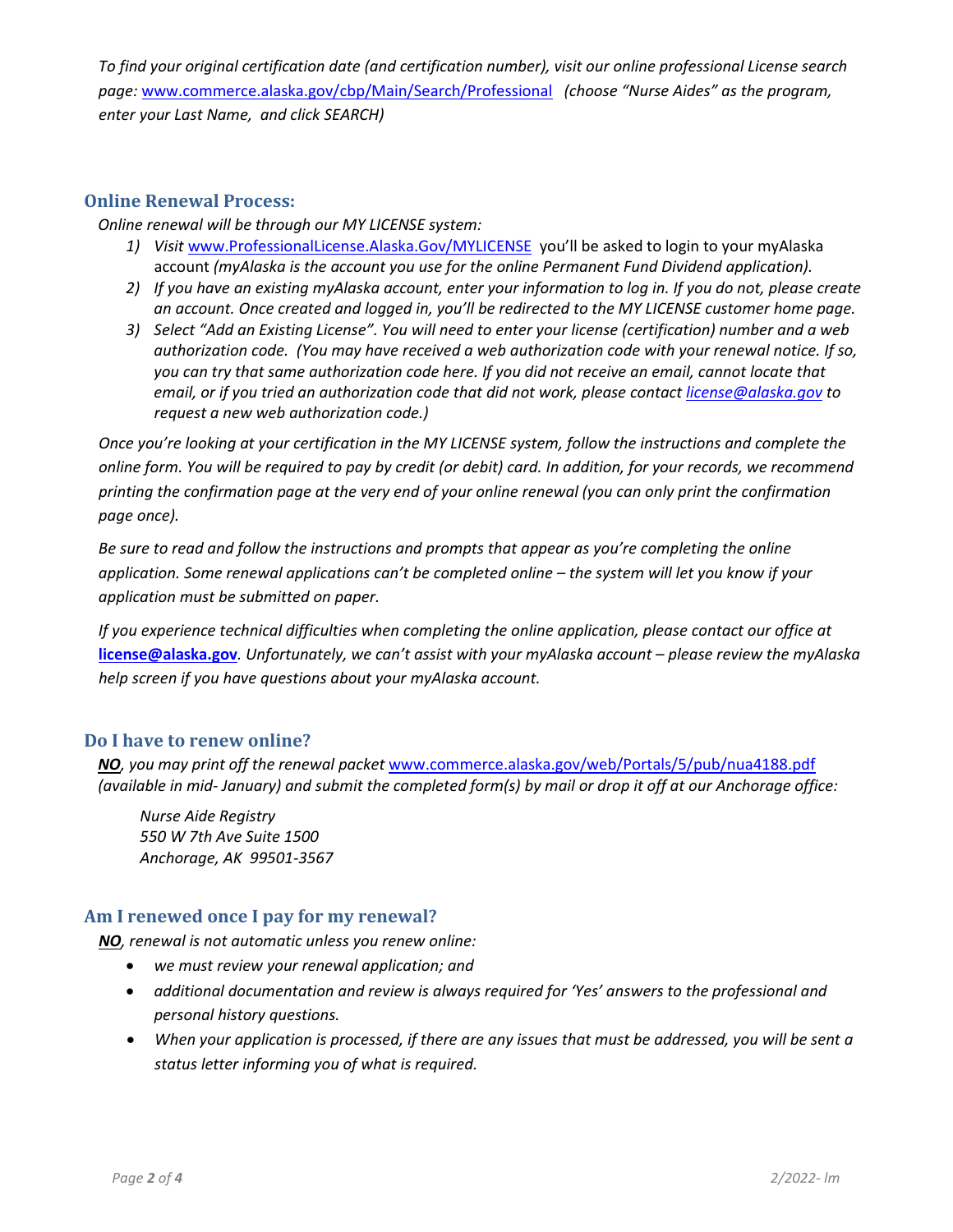*To find your original certification date (and certification number), visit our online professional License search page:* www.commerce.alaska.gov/cbp/Main/Search/Professional *(choose "Nurse Aides" as the program, enter your Last Name, and click SEARCH)*

## Online Renewal Process:

*Online renewal will be through our MY LICENSE system:*

1) *Visit* www.ProfessionalLicense.Alaska.Gov/MYLICENSE you'll be asked to login to your myAlaska account *(myAlaska is the account you use for the online Permanent Fund Dividend application).*
2) *If you have an existing myAlaska account, enter your information to log in. If you do not, please create an account. Once created and logged in, you'll be redirected to the MY LICENSE customer home page.*
3) *Select "Add an Existing License". You will need to enter your license (certification) number and a web authorization code. (You may have received a web authorization code with your renewal notice. If so, you can try that same authorization code here. If you did not receive an email, cannot locate that email, or if you tried an authorization code that did not work, please contact* license@alaska.gov *to request a new web authorization code.)*

*Once you're looking at your certification in the MY LICENSE system, follow the instructions and complete the online form. You will be required to pay by credit (or debit) card. In addition, for your records, we recommend printing the confirmation page at the very end of your online renewal (you can only print the confirmation page once).*

*Be sure to read and follow the instructions and prompts that appear as you're completing the online application. Some renewal applications can't be completed online – the system will let you know if your application must be submitted on paper.*

*If you experience technical difficulties when completing the online application, please contact our office at* **license@alaska.gov***. Unfortunately, we can't assist with your myAlaska account – please review the myAlaska help screen if you have questions about your myAlaska account.*

## Do I have to renew online?

***NO****, you may print off the renewal packet* www.commerce.alaska.gov/web/Portals/5/pub/nua4188.pdf *(available in mid- January) and submit the completed form(s) by mail or drop it off at our Anchorage office:*

*Nurse Aide Registry*
*550 W 7th Ave Suite 1500*
*Anchorage, AK 99501-3567*

## Am I renewed once I pay for my renewal?

***NO****, renewal is not automatic unless you renew online:*

- *we must review your renewal application; and*
- *additional documentation and review is always required for 'Yes' answers to the professional and personal history questions.*
- *When your application is processed, if there are any issues that must be addressed, you will be sent a status letter informing you of what is required.*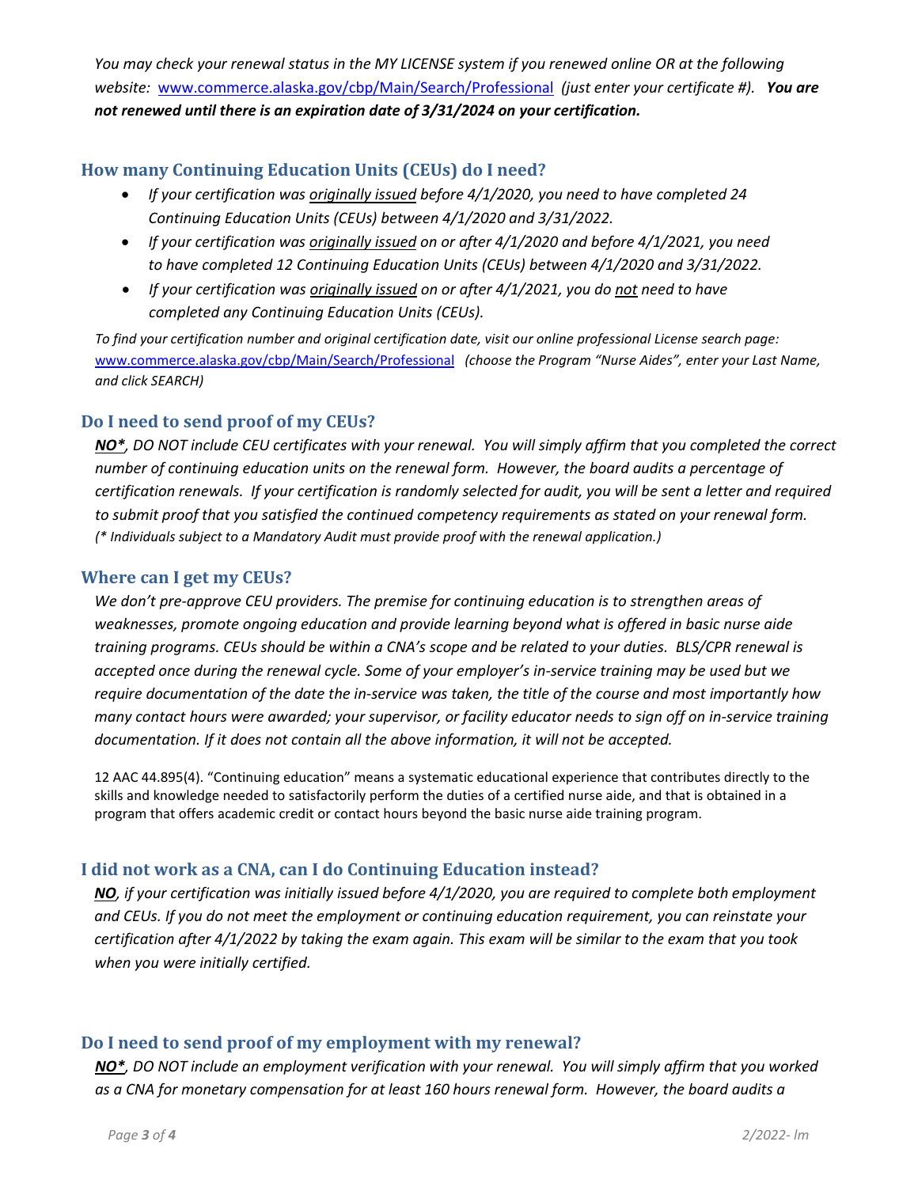*You may check your renewal status in the MY LICENSE system if you renewed online OR at the following website:* [www.commerce.alaska.gov/cbp/Main/Search/Professional](www.commerce.alaska.gov/cbp/Main/Search/Professional) *(just enter your certificate #).* ***You are not renewed until there is an expiration date of 3/31/2024 on your certification.***

## How many Continuing Education Units (CEUs) do I need?

- *If your certification was <u>originally issued</u> before 4/1/2020, you need to have completed 24 Continuing Education Units (CEUs) between 4/1/2020 and 3/31/2022.*
- *If your certification was <u>originally issued</u> on or after 4/1/2020 and before 4/1/2021, you need to have completed 12 Continuing Education Units (CEUs) between 4/1/2020 and 3/31/2022.*
- *If your certification was <u>originally issued</u> on or after 4/1/2021, you do <u>not</u> need to have completed any Continuing Education Units (CEUs).*

*To find your certification number and original certification date, visit our online professional License search page:* [www.commerce.alaska.gov/cbp/Main/Search/Professional](www.commerce.alaska.gov/cbp/Main/Search/Professional) *(choose the Program "Nurse Aides", enter your Last Name, and click SEARCH)*

## Do I need to send proof of my CEUs?

***<u>NO*</u>****, DO NOT include CEU certificates with your renewal. You will simply affirm that you completed the correct number of continuing education units on the renewal form. However, the board audits a percentage of certification renewals. If your certification is randomly selected for audit, you will be sent a letter and required to submit proof that you satisfied the continued competency requirements as stated on your renewal form.* *(* Individuals subject to a Mandatory Audit must provide proof with the renewal application.)*

## Where can I get my CEUs?

*We don't pre-approve CEU providers. The premise for continuing education is to strengthen areas of weaknesses, promote ongoing education and provide learning beyond what is offered in basic nurse aide training programs. CEUs should be within a CNA's scope and be related to your duties. BLS/CPR renewal is accepted once during the renewal cycle. Some of your employer's in-service training may be used but we require documentation of the date the in-service was taken, the title of the course and most importantly how many contact hours were awarded; your supervisor, or facility educator needs to sign off on in-service training documentation. If it does not contain all the above information, it will not be accepted.*

12 AAC 44.895(4). "Continuing education" means a systematic educational experience that contributes directly to the skills and knowledge needed to satisfactorily perform the duties of a certified nurse aide, and that is obtained in a program that offers academic credit or contact hours beyond the basic nurse aide training program.

## I did not work as a CNA, can I do Continuing Education instead?

***<u>NO</u>****, if your certification was initially issued before 4/1/2020, you are required to complete both employment and CEUs. If you do not meet the employment or continuing education requirement, you can reinstate your certification after 4/1/2022 by taking the exam again. This exam will be similar to the exam that you took when you were initially certified.*

## Do I need to send proof of my employment with my renewal?

***<u>NO*</u>****, DO NOT include an employment verification with your renewal. You will simply affirm that you worked as a CNA for monetary compensation for at least 160 hours renewal form. However, the board audits a*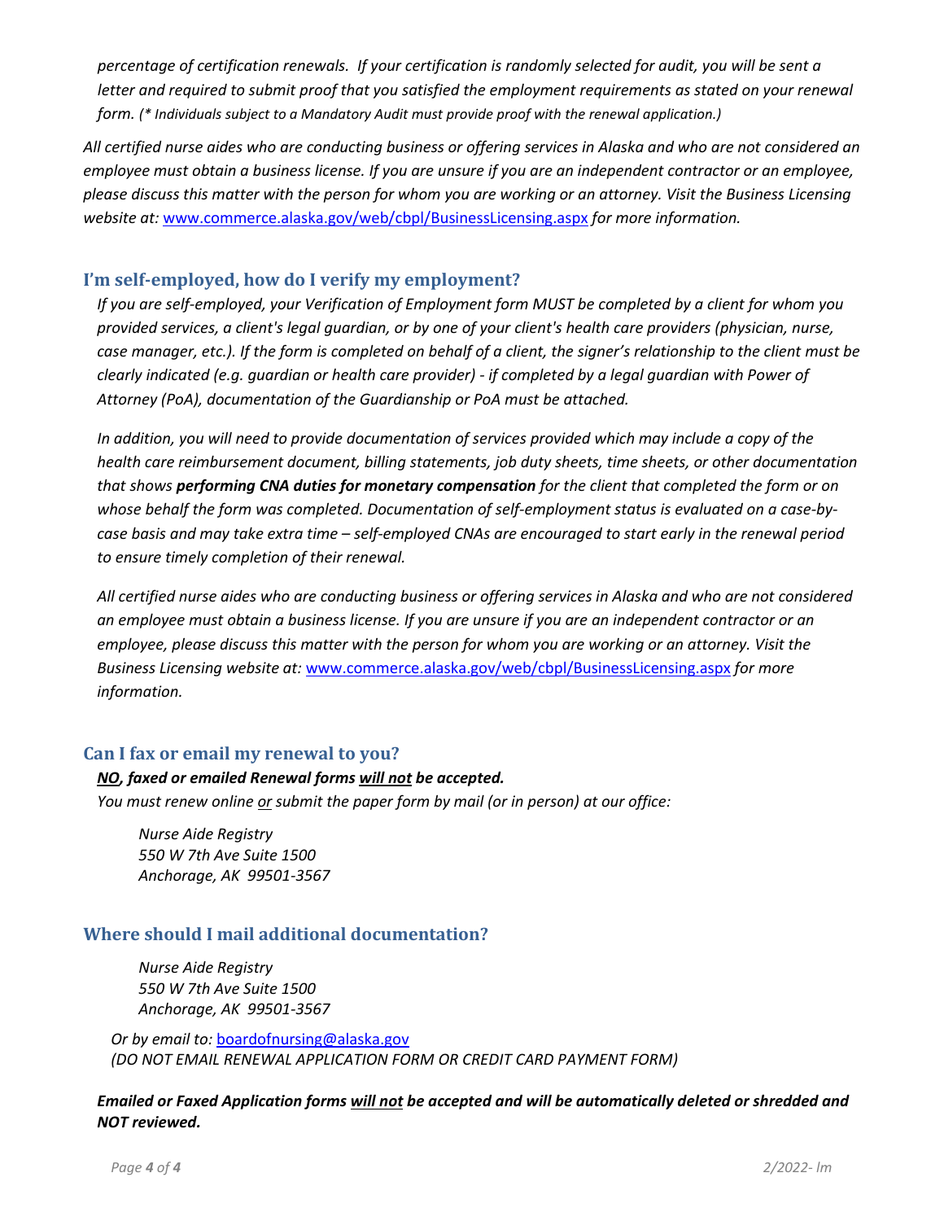*percentage of certification renewals. If your certification is randomly selected for audit, you will be sent a letter and required to submit proof that you satisfied the employment requirements as stated on your renewal form. (\* Individuals subject to a Mandatory Audit must provide proof with the renewal application.)*

*All certified nurse aides who are conducting business or offering services in Alaska and who are not considered an employee must obtain a business license. If you are unsure if you are an independent contractor or an employee, please discuss this matter with the person for whom you are working or an attorney. Visit the Business Licensing website at:* www.commerce.alaska.gov/web/cbpl/BusinessLicensing.aspx *for more information.*

### I'm self-employed, how do I verify my employment?

*If you are self-employed, your Verification of Employment form MUST be completed by a client for whom you provided services, a client's legal guardian, or by one of your client's health care providers (physician, nurse, case manager, etc.). If the form is completed on behalf of a client, the signer's relationship to the client must be clearly indicated (e.g. guardian or health care provider) - if completed by a legal guardian with Power of Attorney (PoA), documentation of the Guardianship or PoA must be attached.*

*In addition, you will need to provide documentation of services provided which may include a copy of the health care reimbursement document, billing statements, job duty sheets, time sheets, or other documentation that shows* ***performing CNA duties for monetary compensation*** *for the client that completed the form or on whose behalf the form was completed. Documentation of self-employment status is evaluated on a case-by-case basis and may take extra time – self-employed CNAs are encouraged to start early in the renewal period to ensure timely completion of their renewal.*

*All certified nurse aides who are conducting business or offering services in Alaska and who are not considered an employee must obtain a business license. If you are unsure if you are an independent contractor or an employee, please discuss this matter with the person for whom you are working or an attorney. Visit the Business Licensing website at:* www.commerce.alaska.gov/web/cbpl/BusinessLicensing.aspx *for more information.*

### Can I fax or email my renewal to you?

***NO, faxed or emailed Renewal forms will not be accepted.***

*You must renew online or submit the paper form by mail (or in person) at our office:*

*Nurse Aide Registry*
*550 W 7th Ave Suite 1500*
*Anchorage, AK 99501-3567*

### Where should I mail additional documentation?

*Nurse Aide Registry*
*550 W 7th Ave Suite 1500*
*Anchorage, AK 99501-3567*

*Or by email to:* boardofnursing@alaska.gov
*(DO NOT EMAIL RENEWAL APPLICATION FORM OR CREDIT CARD PAYMENT FORM)*

***Emailed or Faxed Application forms will not be accepted and will be automatically deleted or shredded and NOT reviewed.***

*2/2022- lm*